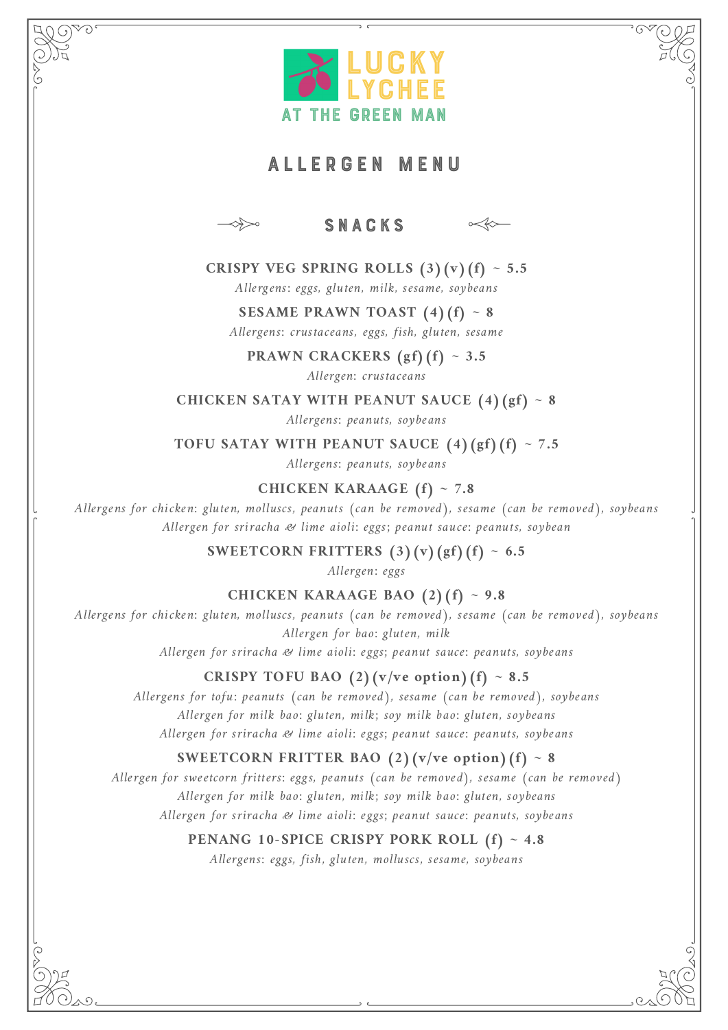# LUCKY LYCHEE

AT THE GREEN MAN

## ALLERGEN MENU

### SNACKS

**CRISPY VEG SPRING ROLLS (3) (v) (f) ~ 5.5**
*Allergens: eggs, gluten, milk, sesame, soybeans*

**SESAME PRAWN TOAST (4) (f) ~ 8**
*Allergens: crustaceans, eggs, fish, gluten, sesame*

**PRAWN CRACKERS (gf) (f) ~ 3.5**
*Allergen: crustaceans*

**CHICKEN SATAY WITH PEANUT SAUCE (4) (gf) ~ 8**
*Allergens: peanuts, soybeans*

**TOFU SATAY WITH PEANUT SAUCE (4) (gf) (f) ~ 7.5**
*Allergens: peanuts, soybeans*

**CHICKEN KARAAGE (f) ~ 7.8**
*Allergens for chicken: gluten, molluscs, peanuts (can be removed), sesame (can be removed), soybeans*
*Allergen for sriracha & lime aioli: eggs; peanut sauce: peanuts, soybean*

**SWEETCORN FRITTERS (3) (v) (gf) (f) ~ 6.5**
*Allergen: eggs*

**CHICKEN KARAAGE BAO (2) (f) ~ 9.8**
*Allergens for chicken: gluten, molluscs, peanuts (can be removed), sesame (can be removed), soybeans*
*Allergen for bao: gluten, milk*
*Allergen for sriracha & lime aioli: eggs; peanut sauce: peanuts, soybeans*

**CRISPY TOFU BAO (2) (v/ve option) (f) ~ 8.5**
*Allergens for tofu: peanuts (can be removed), sesame (can be removed), soybeans*
*Allergen for milk bao: gluten, milk; soy milk bao: gluten, soybeans*
*Allergen for sriracha & lime aioli: eggs; peanut sauce: peanuts, soybeans*

**SWEETCORN FRITTER BAO (2) (v/ve option) (f) ~ 8**
*Allergen for sweetcorn fritters: eggs, peanuts (can be removed), sesame (can be removed)*
*Allergen for milk bao: gluten, milk; soy milk bao: gluten, soybeans*
*Allergen for sriracha & lime aioli: eggs; peanut sauce: peanuts, soybeans*

**PENANG 10-SPICE CRISPY PORK ROLL (f) ~ 4.8**
*Allergens: eggs, fish, gluten, molluscs, sesame, soybeans*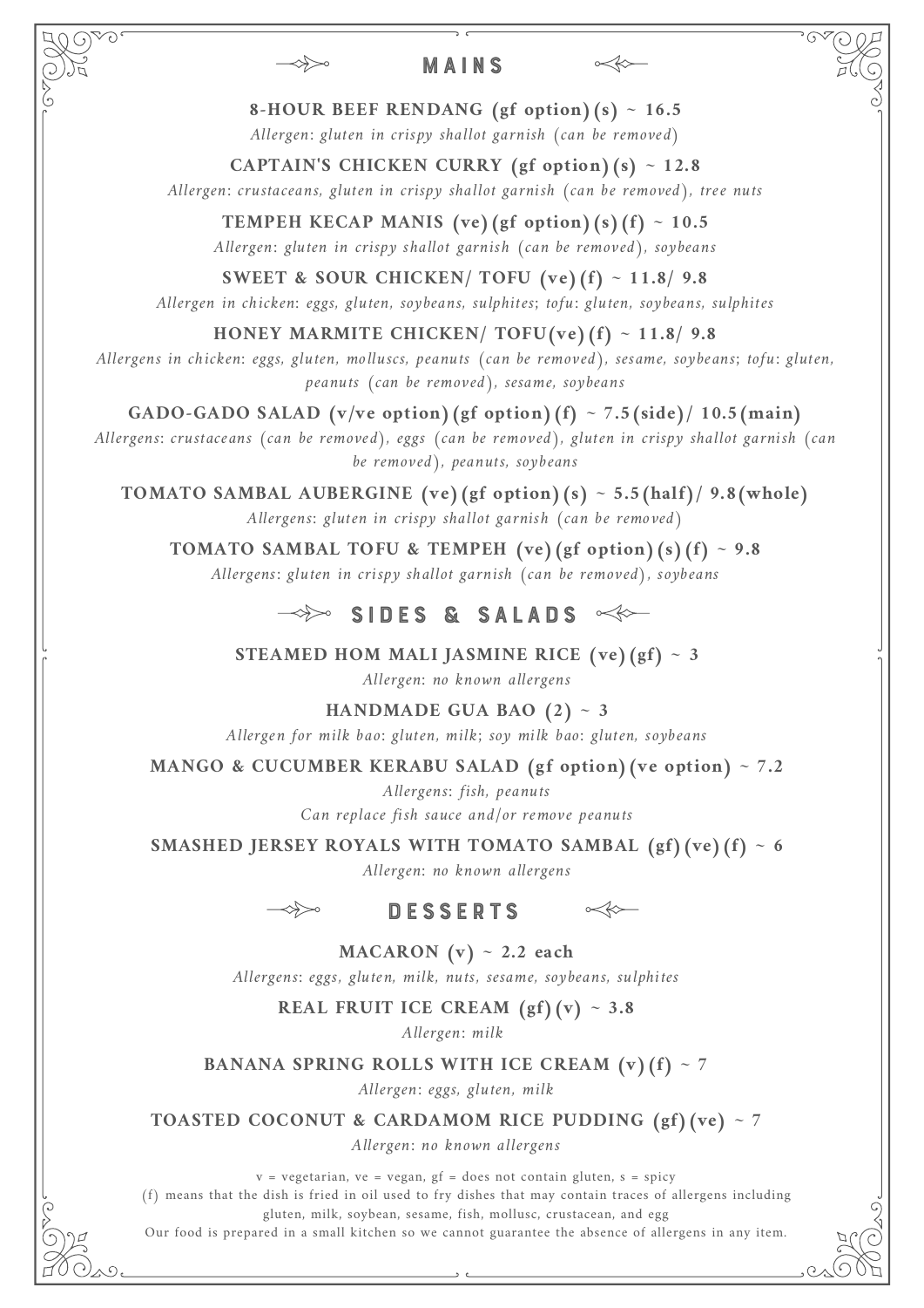## MAINS

**8-HOUR BEEF RENDANG (gf option) (s) ~ 16.5**
*Allergen: gluten in crispy shallot garnish (can be removed)*

**CAPTAIN'S CHICKEN CURRY (gf option) (s) ~ 12.8**
*Allergen: crustaceans, gluten in crispy shallot garnish (can be removed), tree nuts*

**TEMPEH KECAP MANIS (ve) (gf option) (s) (f) ~ 10.5**
*Allergen: gluten in crispy shallot garnish (can be removed), soybeans*

**SWEET & SOUR CHICKEN/ TOFU (ve) (f) ~ 11.8/ 9.8**
*Allergen in chicken: eggs, gluten, soybeans, sulphites; tofu: gluten, soybeans, sulphites*

**HONEY MARMITE CHICKEN/ TOFU(ve) (f) ~ 11.8/ 9.8**
*Allergens in chicken: eggs, gluten, molluscs, peanuts (can be removed), sesame, soybeans; tofu: gluten, peanuts (can be removed), sesame, soybeans*

**GADO-GADO SALAD (v/ve option) (gf option) (f) ~ 7.5(side)/ 10.5(main)**
*Allergens: crustaceans (can be removed), eggs (can be removed), gluten in crispy shallot garnish (can be removed), peanuts, soybeans*

**TOMATO SAMBAL AUBERGINE (ve) (gf option) (s) ~ 5.5(half)/ 9.8(whole)**
*Allergens: gluten in crispy shallot garnish (can be removed)*

**TOMATO SAMBAL TOFU & TEMPEH (ve) (gf option) (s) (f) ~ 9.8**
*Allergens: gluten in crispy shallot garnish (can be removed), soybeans*

## SIDES & SALADS

**STEAMED HOM MALI JASMINE RICE (ve) (gf) ~ 3**
*Allergen: no known allergens*

**HANDMADE GUA BAO (2) ~ 3**
*Allergen for milk bao: gluten, milk; soy milk bao: gluten, soybeans*

**MANGO & CUCUMBER KERABU SALAD (gf option) (ve option) ~ 7.2**
*Allergens: fish, peanuts*
*Can replace fish sauce and/or remove peanuts*

**SMASHED JERSEY ROYALS WITH TOMATO SAMBAL (gf) (ve) (f) ~ 6**
*Allergen: no known allergens*

## DESSERTS

**MACARON (v) ~ 2.2 each**
*Allergens: eggs, gluten, milk, nuts, sesame, soybeans, sulphites*

**REAL FRUIT ICE CREAM (gf) (v) ~ 3.8**
*Allergen: milk*

**BANANA SPRING ROLLS WITH ICE CREAM (v) (f) ~ 7**
*Allergen: eggs, gluten, milk*

**TOASTED COCONUT & CARDAMOM RICE PUDDING (gf) (ve) ~ 7**
*Allergen: no known allergens*

v = vegetarian, ve = vegan, gf = does not contain gluten, s = spicy
(f) means that the dish is fried in oil used to fry dishes that may contain traces of allergens including gluten, milk, soybean, sesame, fish, mollusc, crustacean, and egg
Our food is prepared in a small kitchen so we cannot guarantee the absence of allergens in any item.